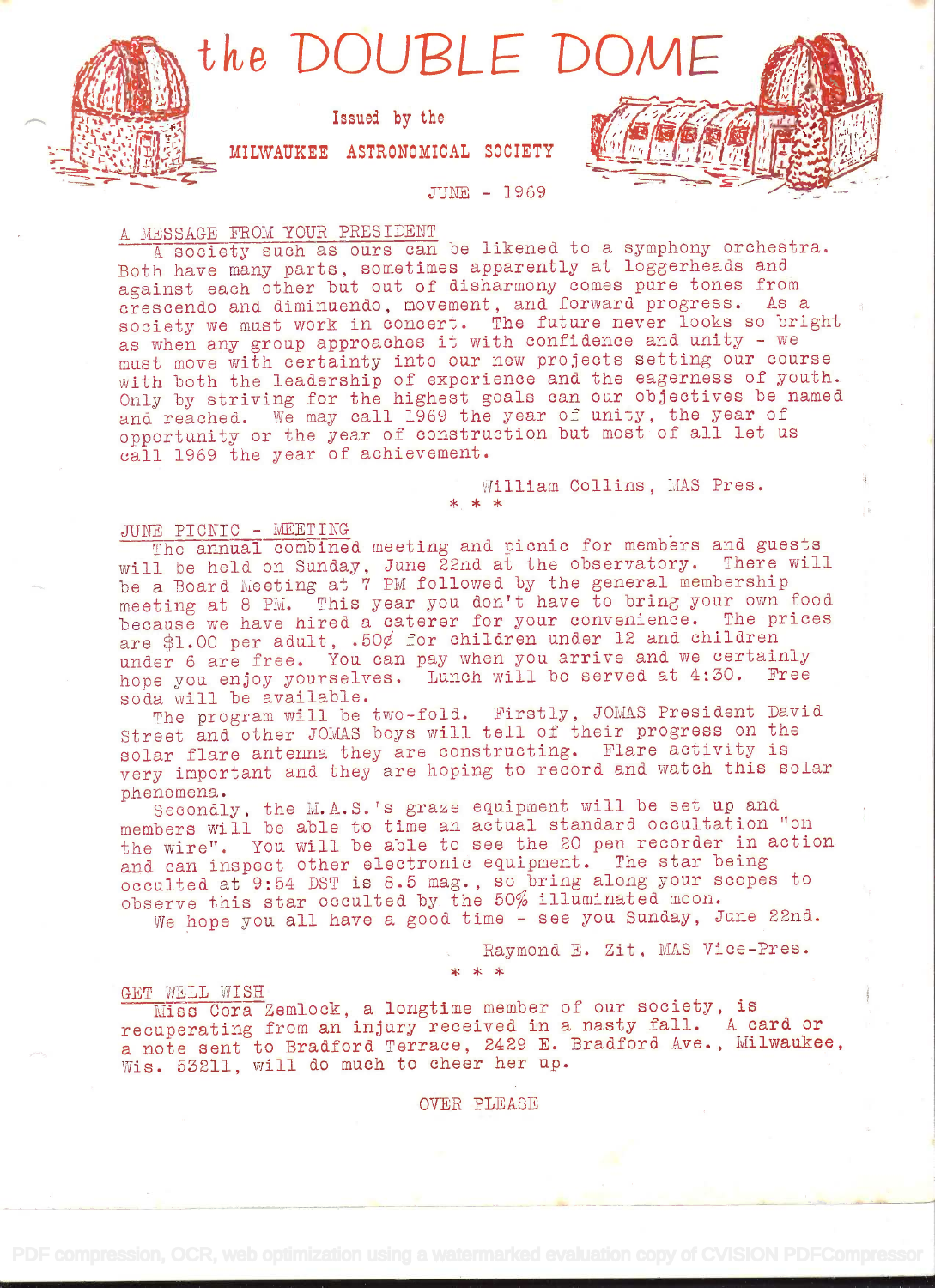# the DOUBLE DOME

Issued by the

MILWAUKEE ASTRONOMICAL SOCIETY

JUNE - 1969

## A MESSAGE FROM YOUR PRESIDENT

A society such as ours can be likened to a symphony orchestra. Both have many parts, sometimes apparently at loggerheads and against each other but out of disharmony comes pure tones from crescendo and diminuendo, movement, and forward progress. As a society we must work in concert. The future never looks so bright as when any group approaches it with confidence and unity - we must move with certainty into our new projects setting our course with both the leadership of experience and the eagerness of youth. Only by striving for the highest goals can our objectives be named and reached. We may call 1969 the year of unity, the year of opportunity or the year of construction but most of all let us call 1969 the year of achievement.

William Collins, MAS Pres.

* * *

## JUNE PICNIC - MEETING

The annual combined meeting and picnic for members and guests will be held on Sunday, June 22nd at the observatory. There will be a Board Meeting at 7 PM followed by the general membership meeting at 8 PM. This year you don't have to bring your own food because we have hired a caterer for your convenience. The prices are $1.00 per adult, .50¢ for children under 12 and children under 6 are free. You can pay when you arrive and we certainly hope you enjoy yourselves. Lunch will be served at 4:30. Free soda will be available.

The program will be two-fold. Firstly, JOMAS President David Street and other JOMAS boys will tell of their progress on the solar flare antenna they are constructing. Flare activity is very important and they are hoping to record and watch this solar phenomena.

Secondly, the M.A.S.'s graze equipment will be set up and members will be able to time an actual standard occultation "on the wire". You will be able to see the 20 pen recorder in action and can inspect other electronic equipment. The star being occulted at 9:54 DST is 8.5 mag., so bring along your scopes to observe this star occulted by the 50% illuminated moon.

We hope you all have a good time - see you Sunday, June 22nd.

Raymond E. Zit, MAS Vice-Pres.

* * *

## GET WELL WISH

Miss Cora Zemlock, a longtime member of our society, is recuperating from an injury received in a nasty fall. A card or a note sent to Bradford Terrace, 2429 E. Bradford Ave., Milwaukee, Wis. 53211, will do much to cheer her up.

OVER PLEASE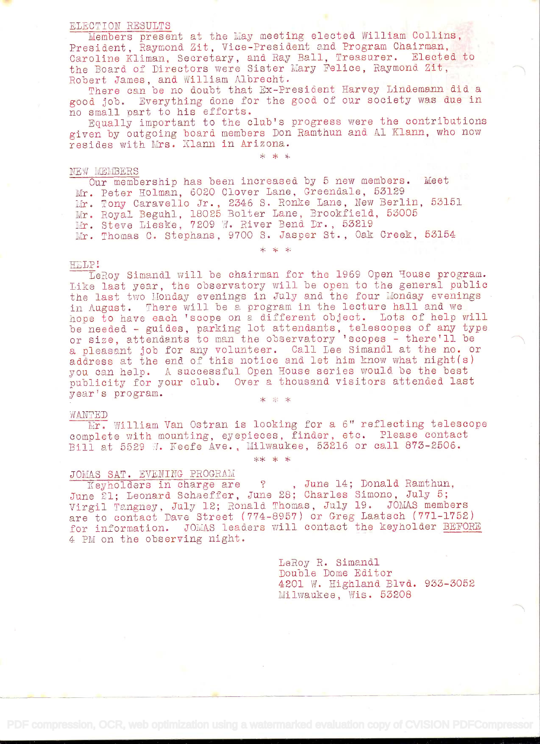## ELECTION RESULTS

Members present at the May meeting elected William Collins, President, Raymond Zit, Vice-President and Program Chairman, Caroline Kliman, Secretary, and Ray Ball, Treasurer. Elected to the Board of Directors were Sister Mary Felice, Raymond Zit, Robert James, and William Albrecht.

There can be no doubt that Ex-President Harvey Lindemann did a good job. Everything done for the good of our society was due in no small part to his efforts.

Equally important to the club's progress were the contributions given by outgoing board members Don Ramthun and Al Klann, who now resides with Mrs. Klann in Arizona.

\* \* \*

## NEW MEMBERS

Our membership has been increased by 5 new members. Meet

Mr. Peter Holman, 6020 Clover Lane, Greendale, 53129
Mr. Tony Caravello Jr., 2346 S. Ronke Lane, New Berlin, 53151
Mr. Royal Beguhl, 18025 Bolter Lane, Brookfield, 53005
Mr. Steve Lieske, 7209 W. River Bend Dr., 53219
Mr. Thomas C. Stephans, 9700 S. Jasper St., Oak Creek, 53154

\* \* \*

## HELP!

LeRoy Simandl will be chairman for the 1969 Open House program. Like last year, the observatory will be open to the general public the last two Monday evenings in July and the four Monday evenings in August. There will be a program in the lecture hall and we hope to have each 'scope on a different object. Lots of help will be needed - guides, parking lot attendants, telescopes of any type or size, attendants to man the observatory 'scopes - there'll be a pleasant job for any volunteer. Call Lee Simandl at the no. or address at the end of this notice and let him know what night(s) you can help. A successful Open House series would be the best publicity for your club. Over a thousand visitors attended last year's program.

\* \* \*

## WANTED

Mr. William Van Ostran is looking for a 6" reflecting telescope complete with mounting, eyepieces, finder, etc. Please contact Bill at 5529 W. Keefe Ave., Milwaukee, 53216 or call 873-2506.

\*\* \* \*

## JOMAS SAT. EVENING PROGRAM

Keyholders in charge are ? , June 14; Donald Ramthun, June 21; Leonard Schaeffer, June 28; Charles Simono, July 5; Virgil Tangney, July 12; Ronald Thomas, July 19. JOMAS members are to contact Dave Street (774-8957) or Greg Laatsch (771-1752) for information. JOMAS leaders will contact the keyholder BEFORE 4 PM on the observing night.

LeRoy R. Simandl
Double Dome Editor
4201 W. Highland Blvd. 933-3052
Milwaukee, Wis. 53208